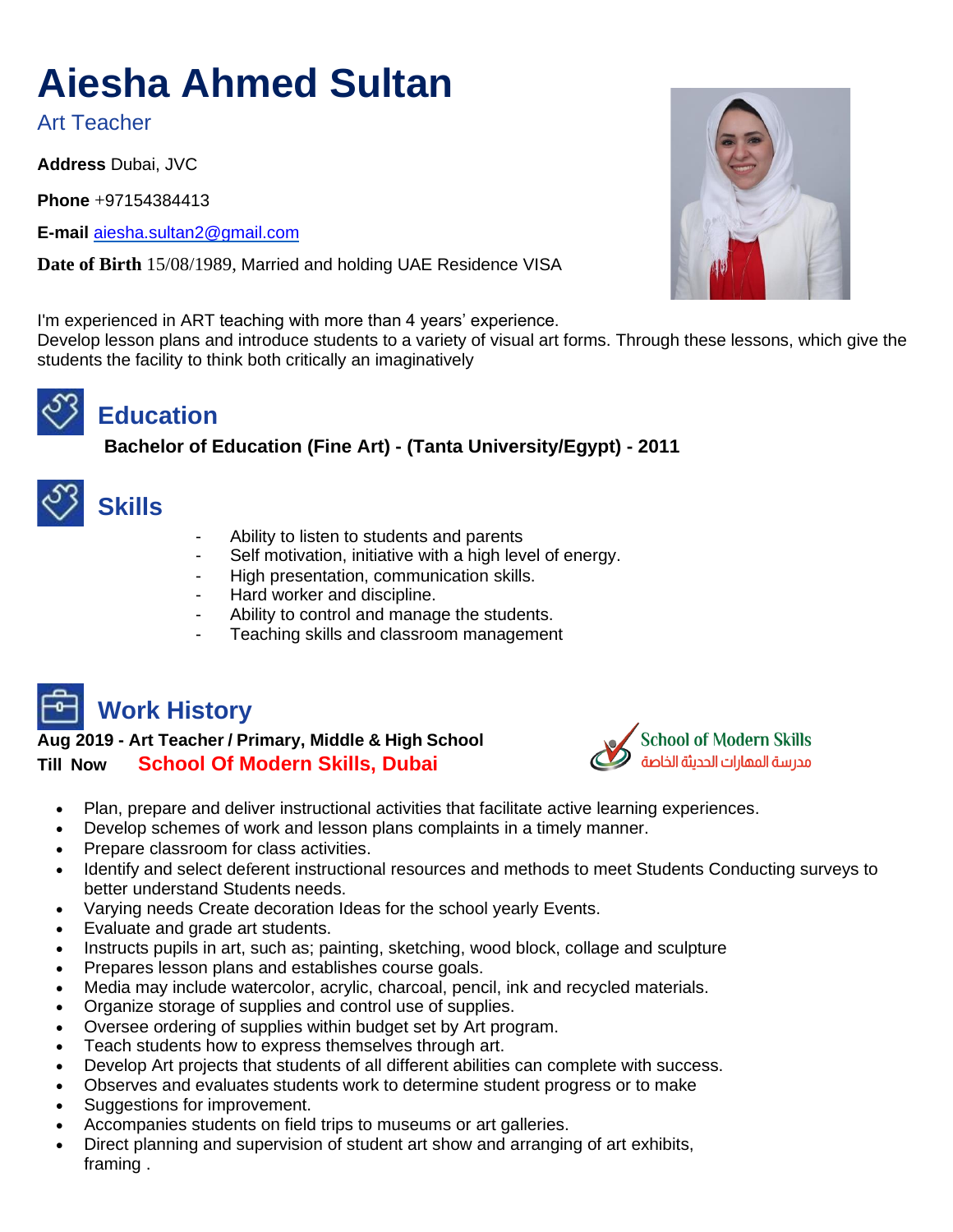# Aiesha Ahmed Sultan

Art Teacher

**Address** Dubai, JVC

**Phone** +97154384413

**E-mail** aiesha.sultan2@gmail.com

**Date of Birth** 15/08/1989, Married and holding UAE Residence VISA

I'm experienced in ART teaching with more than 4 years' experience.
Develop lesson plans and introduce students to a variety of visual art forms. Through these lessons, which give the students the facility to think both critically an imaginatively

## Education

**Bachelor of Education (Fine Art) - (Tanta University/Egypt) - 2011**

## Skills

- Ability to listen to students and parents
- Self motivation, initiative with a high level of energy.
- High presentation, communication skills.
- Hard worker and discipline.
- Ability to control and manage the students.
- Teaching skills and classroom management

## Work History

**Aug 2019 - Art Teacher / Primary, Middle & High School**
**Till Now** **School Of Modern Skills, Dubai**

School of Modern Skills
مدرسة المهارات الحديثة الخاصة

- Plan, prepare and deliver instructional activities that facilitate active learning experiences.
- Develop schemes of work and lesson plans complaints in a timely manner.
- Prepare classroom for class activities.
- Identify and select deferent instructional resources and methods to meet Students Conducting surveys to better understand Students needs.
- Varying needs Create decoration Ideas for the school yearly Events.
- Evaluate and grade art students.
- Instructs pupils in art, such as; painting, sketching, wood block, collage and sculpture
- Prepares lesson plans and establishes course goals.
- Media may include watercolor, acrylic, charcoal, pencil, ink and recycled materials.
- Organize storage of supplies and control use of supplies.
- Oversee ordering of supplies within budget set by Art program.
- Teach students how to express themselves through art.
- Develop Art projects that students of all different abilities can complete with success.
- Observes and evaluates students work to determine student progress or to make
- Suggestions for improvement.
- Accompanies students on field trips to museums or art galleries.
- Direct planning and supervision of student art show and arranging of art exhibits, framing .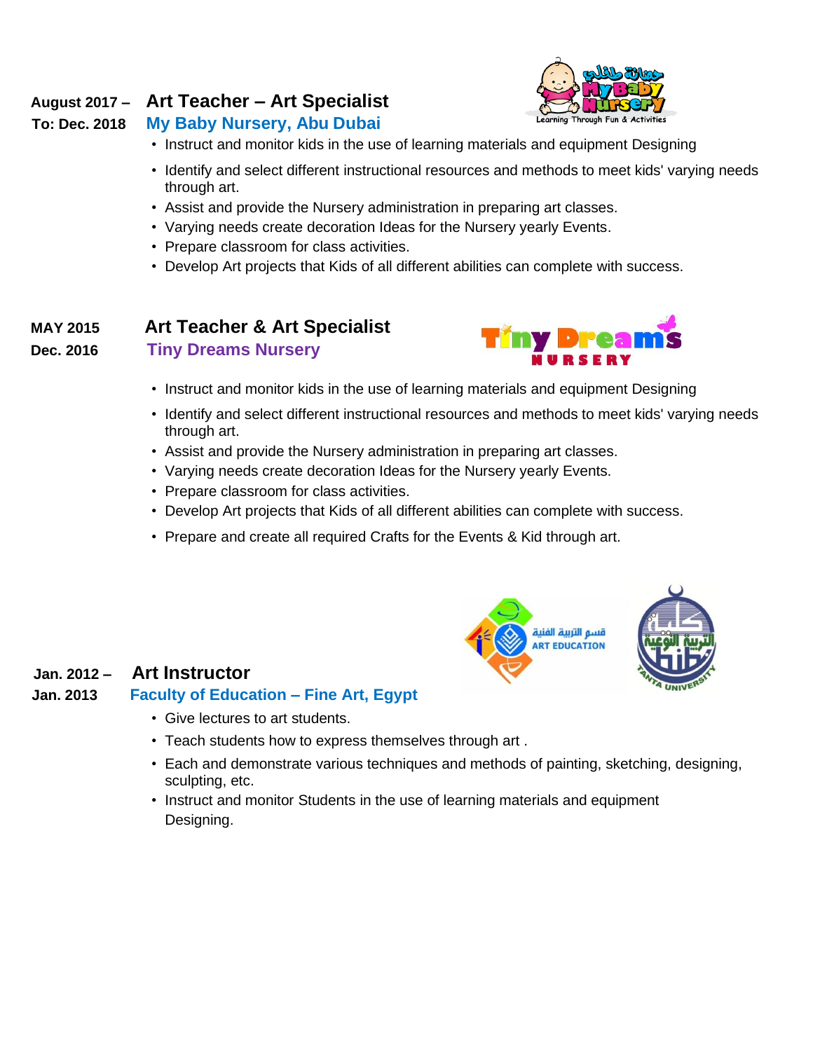**August 2017 – To: Dec. 2018**

### Art Teacher – Art Specialist

**My Baby Nursery, Abu Dubai**

- Instruct and monitor kids in the use of learning materials and equipment Designing
- Identify and select different instructional resources and methods to meet kids' varying needs through art.
- Assist and provide the Nursery administration in preparing art classes.
- Varying needs create decoration Ideas for the Nursery yearly Events.
- Prepare classroom for class activities.
- Develop Art projects that Kids of all different abilities can complete with success.

**MAY 2015 Dec. 2016**

### Art Teacher & Art Specialist

**Tiny Dreams Nursery**

- Instruct and monitor kids in the use of learning materials and equipment Designing
- Identify and select different instructional resources and methods to meet kids' varying needs through art.
- Assist and provide the Nursery administration in preparing art classes.
- Varying needs create decoration Ideas for the Nursery yearly Events.
- Prepare classroom for class activities.
- Develop Art projects that Kids of all different abilities can complete with success.
- Prepare and create all required Crafts for the Events & Kid through art.

**Jan. 2012 – Jan. 2013**

### Art Instructor

**Faculty of Education – Fine Art, Egypt**

- Give lectures to art students.
- Teach students how to express themselves through art .
- Each and demonstrate various techniques and methods of painting, sketching, designing, sculpting, etc.
- Instruct and monitor Students in the use of learning materials and equipment Designing.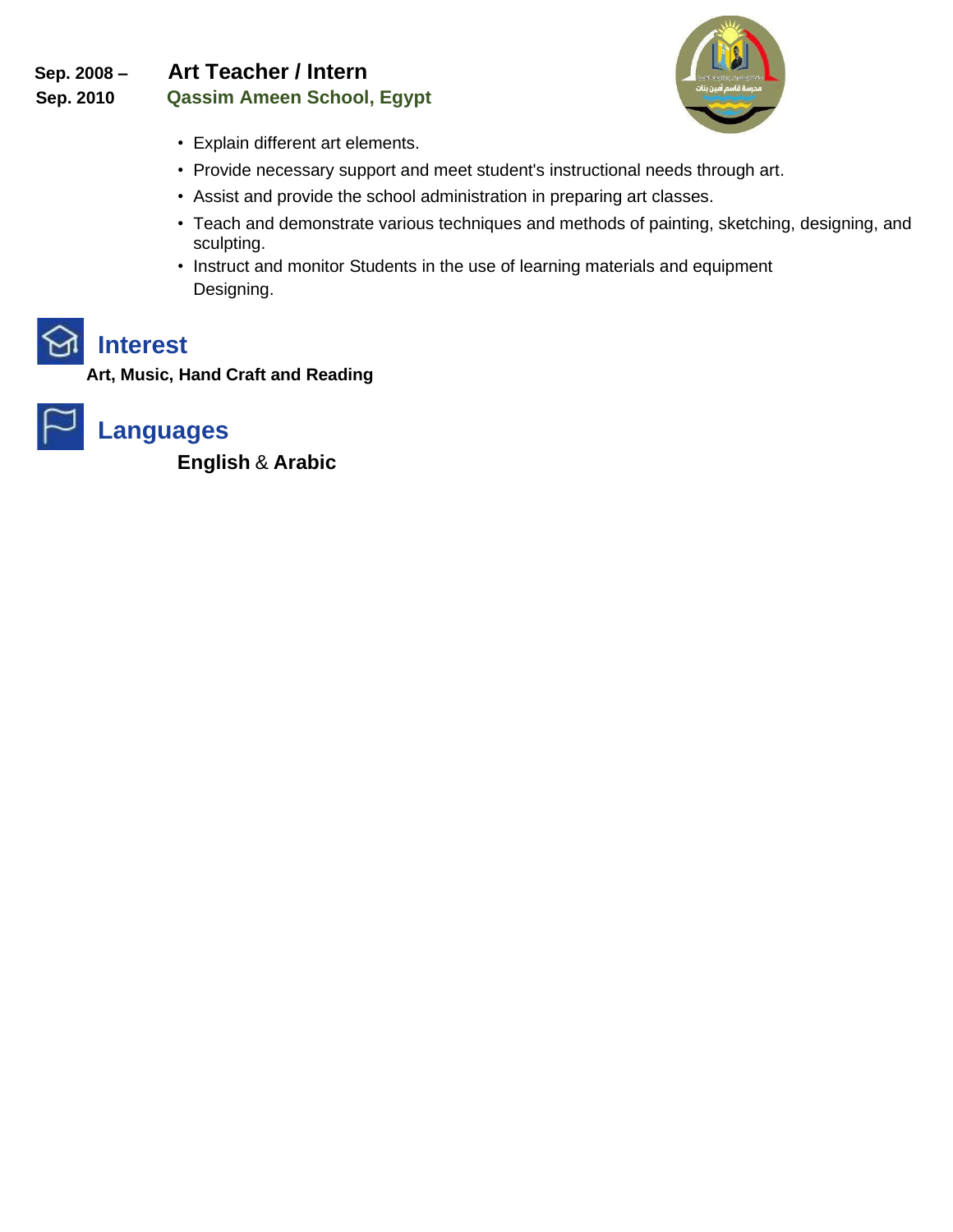**Sep. 2008 – Sep. 2010**

**Art Teacher / Intern**

**Qassim Ameen School, Egypt**

- Explain different art elements.
- Provide necessary support and meet student's instructional needs through art.
- Assist and provide the school administration in preparing art classes.
- Teach and demonstrate various techniques and methods of painting, sketching, designing, and sculpting.
- Instruct and monitor Students in the use of learning materials and equipment Designing.

## Interest

**Art, Music, Hand Craft and Reading**

## Languages

**English** & **Arabic**